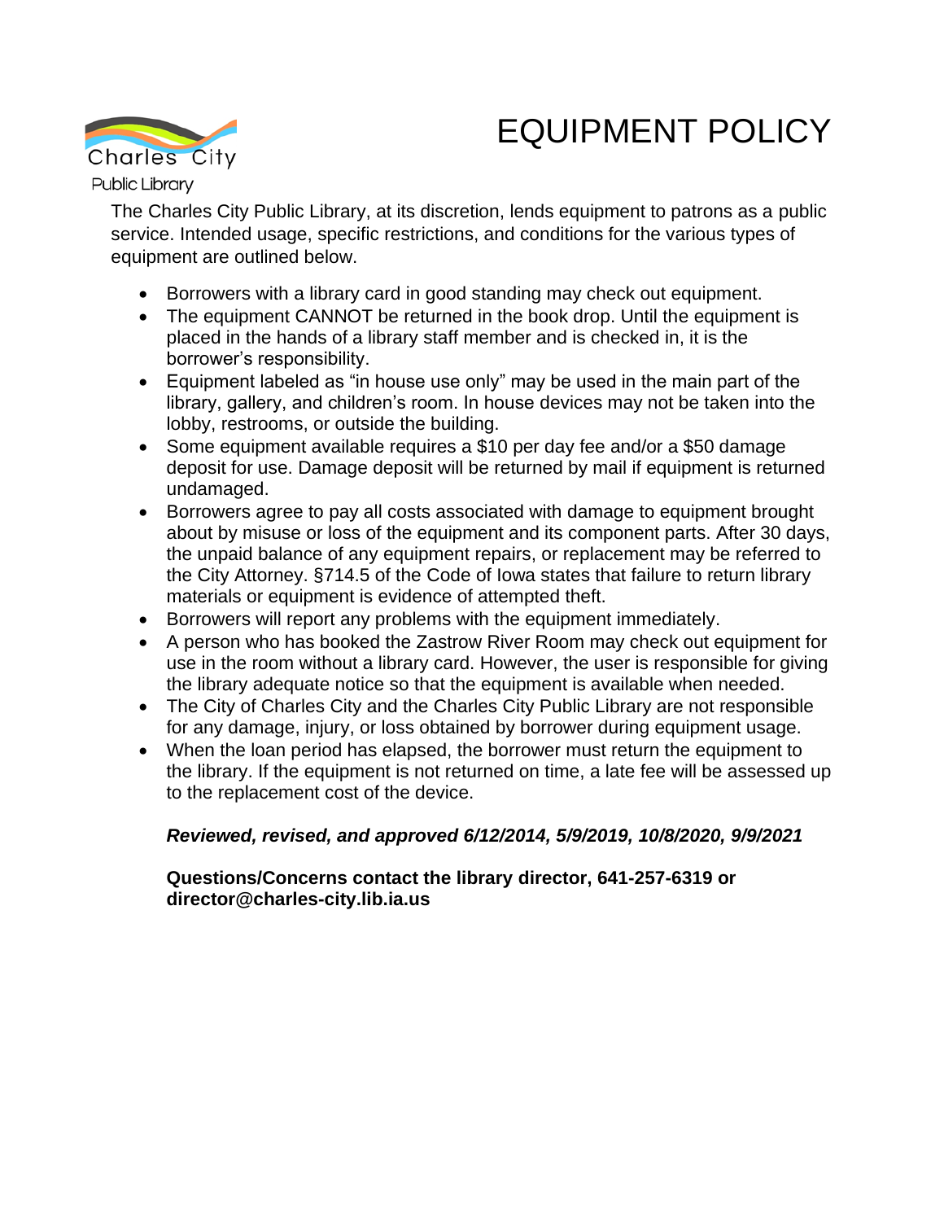Charles City

Public Library

# EQUIPMENT POLICY

The Charles City Public Library, at its discretion, lends equipment to patrons as a public service. Intended usage, specific restrictions, and conditions for the various types of equipment are outlined below.

- Borrowers with a library card in good standing may check out equipment.
- The equipment CANNOT be returned in the book drop. Until the equipment is placed in the hands of a library staff member and is checked in, it is the borrower's responsibility.
- Equipment labeled as "in house use only" may be used in the main part of the library, gallery, and children's room. In house devices may not be taken into the lobby, restrooms, or outside the building.
- Some equipment available requires a $10 per day fee and/or a $50 damage deposit for use. Damage deposit will be returned by mail if equipment is returned undamaged.
- Borrowers agree to pay all costs associated with damage to equipment brought about by misuse or loss of the equipment and its component parts. After 30 days, the unpaid balance of any equipment repairs, or replacement may be referred to the City Attorney. §714.5 of the Code of Iowa states that failure to return library materials or equipment is evidence of attempted theft.
- Borrowers will report any problems with the equipment immediately.
- A person who has booked the Zastrow River Room may check out equipment for use in the room without a library card. However, the user is responsible for giving the library adequate notice so that the equipment is available when needed.
- The City of Charles City and the Charles City Public Library are not responsible for any damage, injury, or loss obtained by borrower during equipment usage.
- When the loan period has elapsed, the borrower must return the equipment to the library. If the equipment is not returned on time, a late fee will be assessed up to the replacement cost of the device.

***Reviewed, revised, and approved 6/12/2014, 5/9/2019, 10/8/2020, 9/9/2021***

**Questions/Concerns contact the library director, 641-257-6319 or director@charles-city.lib.ia.us**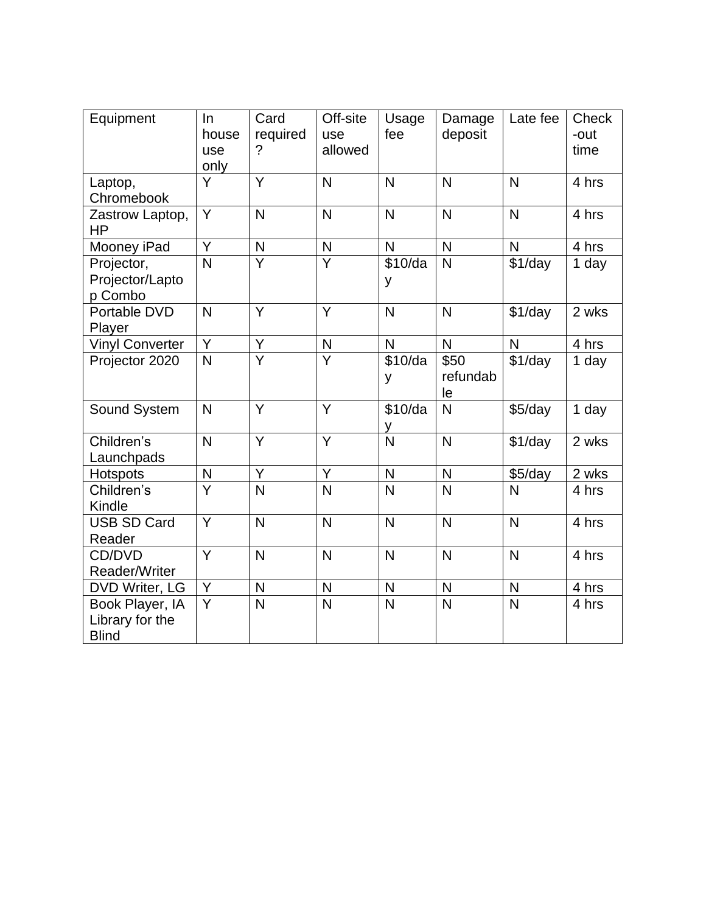| Equipment | In house use only | Card required? | Off-site use allowed | Usage fee | Damage deposit | Late fee | Check-out time |
|---|---|---|---|---|---|---|---|
| Laptop, Chromebook | Y | Y | N | N | N | N | 4 hrs |
| Zastrow Laptop, HP | Y | N | N | N | N | N | 4 hrs |
| Mooney iPad | Y | N | N | N | N | N | 4 hrs |
| Projector, Projector/Laptop Combo | N | Y | Y | $10/day | N | $1/day | 1 day |
| Portable DVD Player | N | Y | Y | N | N | $1/day | 2 wks |
| Vinyl Converter | Y | Y | N | N | N | N | 4 hrs |
| Projector 2020 | N | Y | Y | $10/day | $50 refundable | $1/day | 1 day |
| Sound System | N | Y | Y | $10/day | N | $5/day | 1 day |
| Children's Launchpads | N | Y | Y | N | N | $1/day | 2 wks |
| Hotspots | N | Y | Y | N | N | $5/day | 2 wks |
| Children's Kindle | Y | N | N | N | N | N | 4 hrs |
| USB SD Card Reader | Y | N | N | N | N | N | 4 hrs |
| CD/DVD Reader/Writer | Y | N | N | N | N | N | 4 hrs |
| DVD Writer, LG | Y | N | N | N | N | N | 4 hrs |
| Book Player, IA Library for the Blind | Y | N | N | N | N | N | 4 hrs |